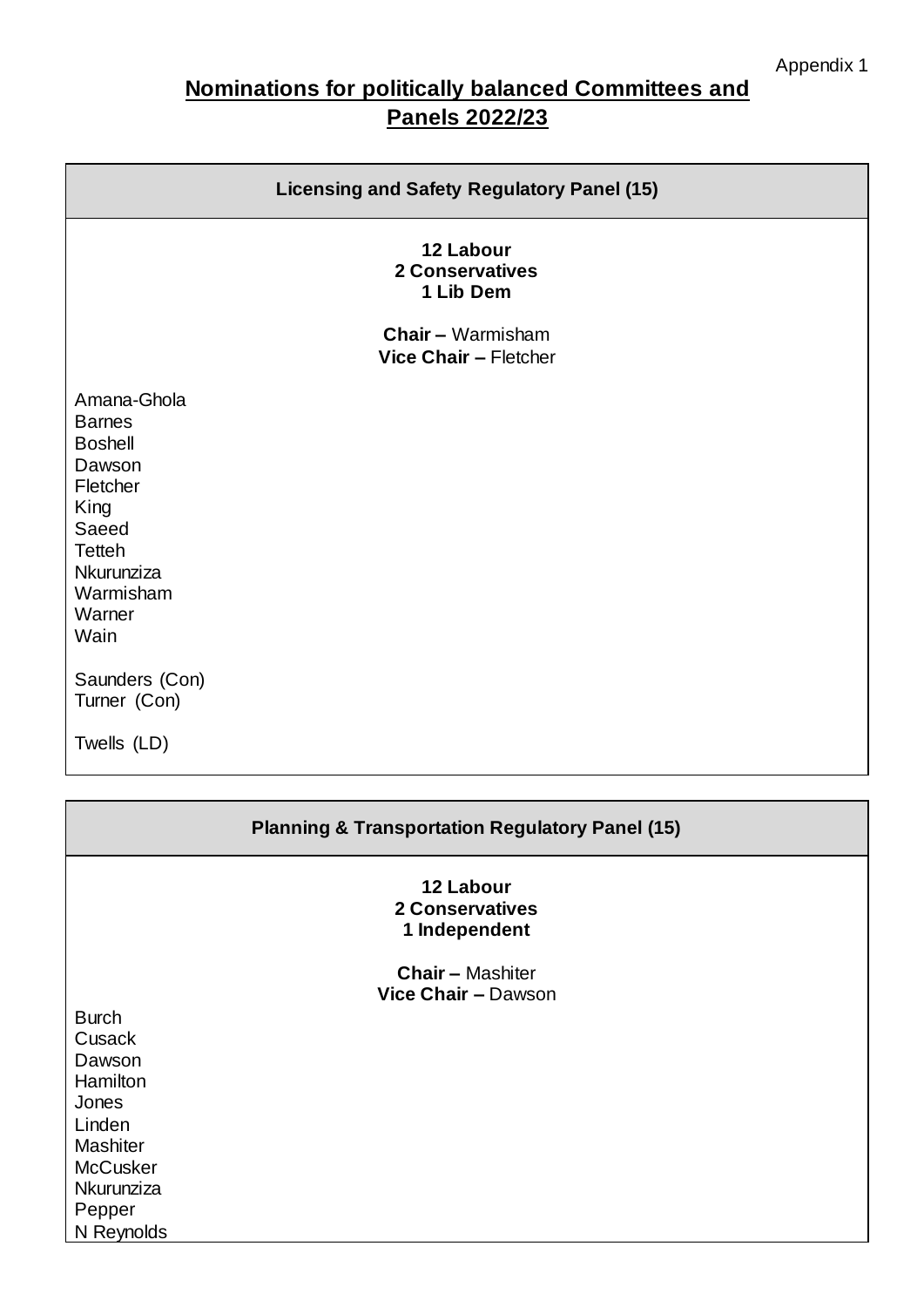Appendix 1

# Nominations for politically balanced Committees and Panels 2022/23

## Licensing and Safety Regulatory Panel (15)

**12 Labour**
**2 Conservatives**
**1 Lib Dem**

**Chair –** Warmisham
**Vice Chair –** Fletcher

Amana-Ghola
Barnes
Boshell
Dawson
Fletcher
King
Saeed
Tetteh
Nkurunziza
Warmisham
Warner
Wain

Saunders (Con)
Turner (Con)

Twells (LD)

## Planning & Transportation Regulatory Panel (15)

**12 Labour**
**2 Conservatives**
**1 Independent**

**Chair –** Mashiter
**Vice Chair –** Dawson

Burch
Cusack
Dawson
Hamilton
Jones
Linden
Mashiter
McCusker
Nkurunziza
Pepper
N Reynolds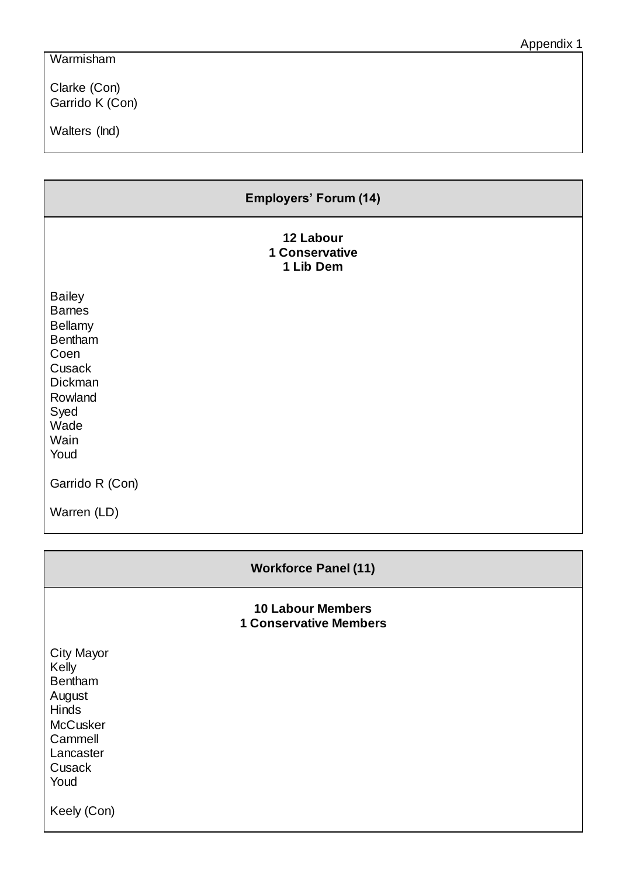Appendix 1

Warmisham

Clarke (Con)
Garrido K (Con)

Walters (Ind)

## Employers' Forum (14)

**12 Labour**
**1 Conservative**
**1 Lib Dem**

Bailey
Barnes
Bellamy
Bentham
Coen
Cusack
Dickman
Rowland
Syed
Wade
Wain
Youd

Garrido R (Con)

Warren (LD)

## Workforce Panel (11)

**10 Labour Members**
**1 Conservative Members**

City Mayor
Kelly
Bentham
August
Hinds
McCusker
Cammell
Lancaster
Cusack
Youd

Keely (Con)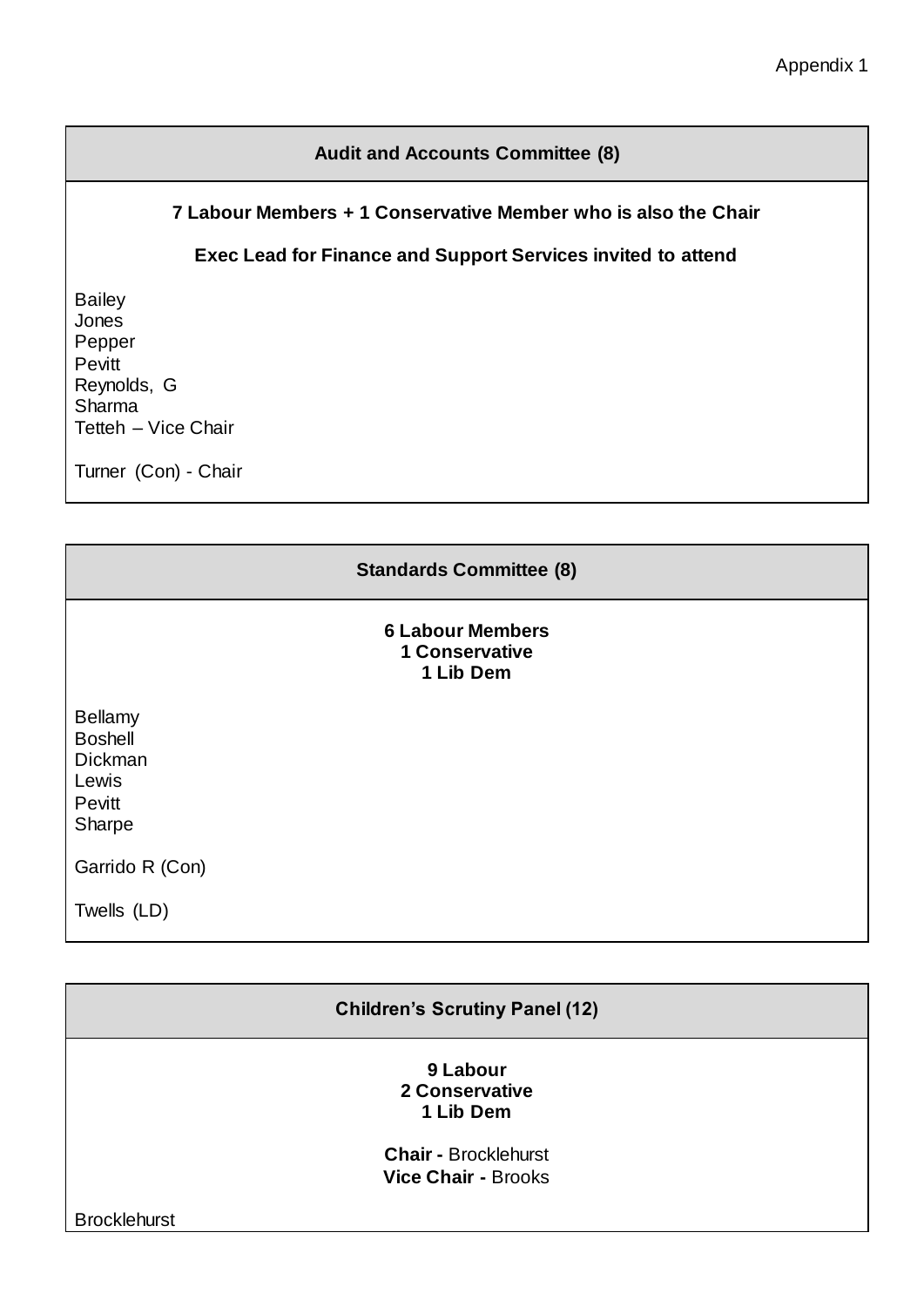Appendix 1

## Audit and Accounts Committee (8)

**7 Labour Members + 1 Conservative Member who is also the Chair**

**Exec Lead for Finance and Support Services invited to attend**

Bailey
Jones
Pepper
Pevitt
Reynolds, G
Sharma
Tetteh – Vice Chair

Turner (Con) - Chair

## Standards Committee (8)

**6 Labour Members**
**1 Conservative**
**1 Lib Dem**

Bellamy
Boshell
Dickman
Lewis
Pevitt
Sharpe

Garrido R (Con)

Twells (LD)

## Children's Scrutiny Panel (12)

**9 Labour**
**2 Conservative**
**1 Lib Dem**

**Chair -** Brocklehurst
**Vice Chair -** Brooks

Brocklehurst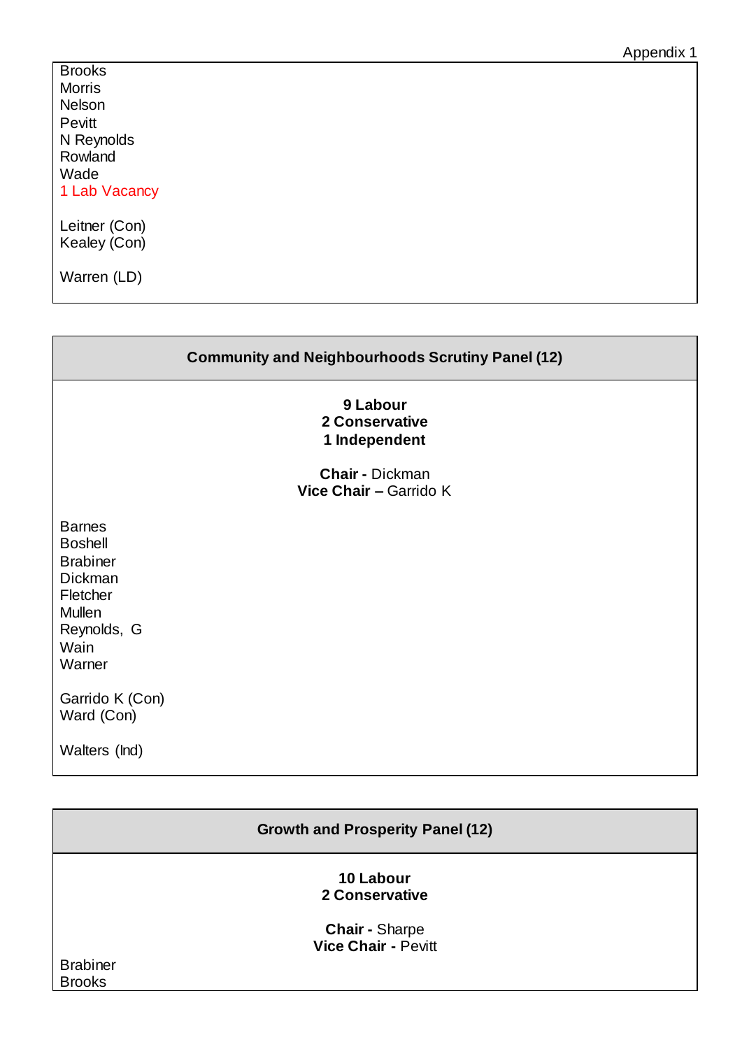Appendix 1

Brooks
Morris
Nelson
Pevitt
N Reynolds
Rowland
Wade
1 Lab Vacancy

Leitner (Con)
Kealey (Con)

Warren (LD)

## Community and Neighbourhoods Scrutiny Panel (12)

**9 Labour**
**2 Conservative**
**1 Independent**

**Chair -** Dickman
**Vice Chair –** Garrido K

Barnes
Boshell
Brabiner
Dickman
Fletcher
Mullen
Reynolds, G
Wain
Warner

Garrido K (Con)
Ward (Con)

Walters (Ind)

## Growth and Prosperity Panel (12)

**10 Labour**
**2 Conservative**

**Chair -** Sharpe
**Vice Chair -** Pevitt

Brabiner
Brooks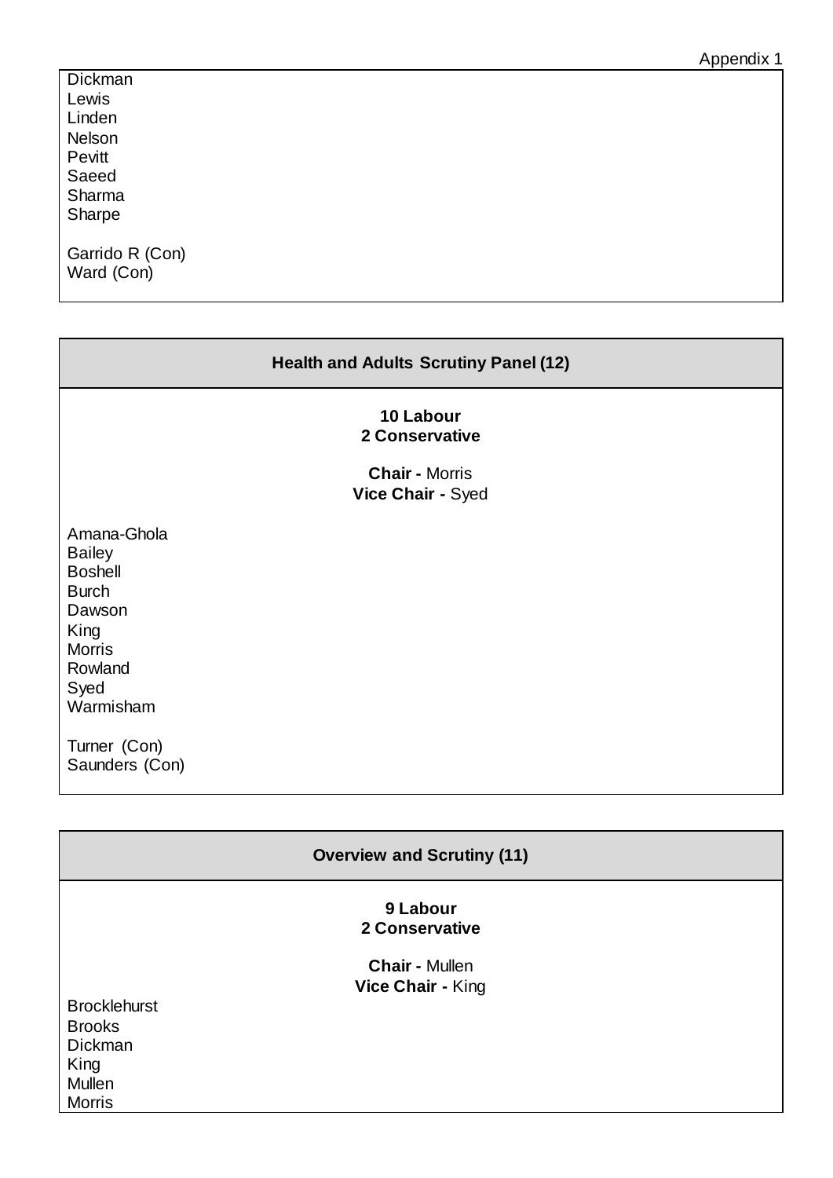Dickman
Lewis
Linden
Nelson
Pevitt
Saeed
Sharma
Sharpe

Garrido R (Con)
Ward (Con)

## Health and Adults Scrutiny Panel (12)

**10 Labour**
**2 Conservative**

**Chair -** Morris
**Vice Chair -** Syed

Amana-Ghola
Bailey
Boshell
Burch
Dawson
King
Morris
Rowland
Syed
Warmisham

Turner (Con)
Saunders (Con)

## Overview and Scrutiny (11)

**9 Labour**
**2 Conservative**

**Chair -** Mullen
**Vice Chair -** King

Brocklehurst
Brooks
Dickman
King
Mullen
Morris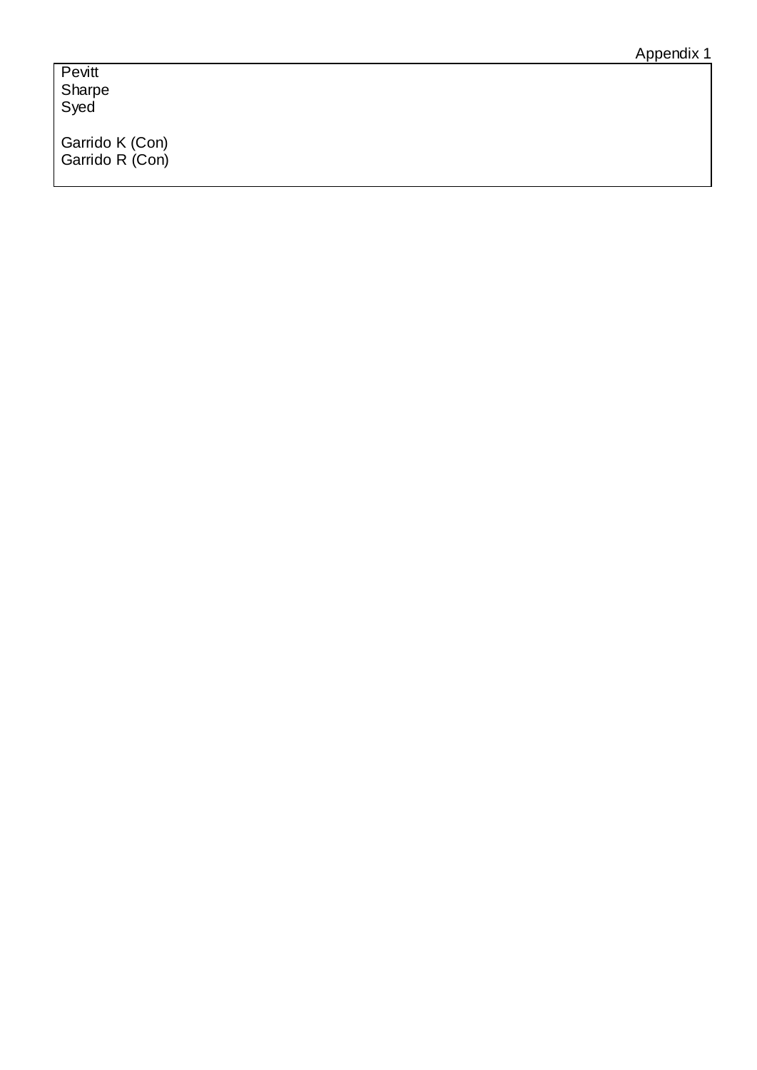Appendix 1

Pevitt
Sharpe
Syed

Garrido K (Con)
Garrido R (Con)